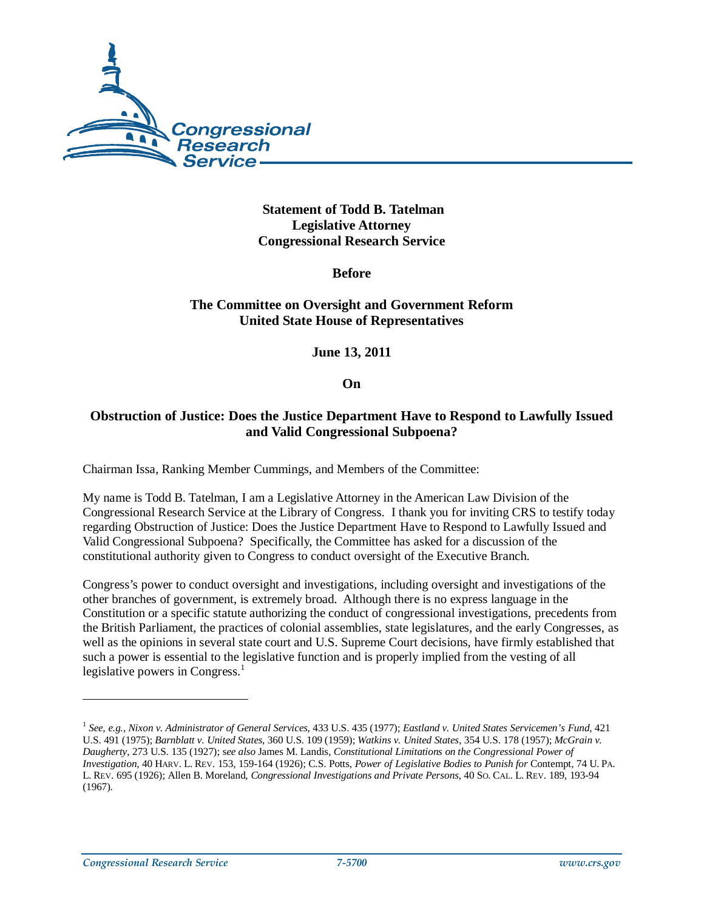**Statement of Todd B. Tatelman**
**Legislative Attorney**
**Congressional Research Service**

**Before**

**The Committee on Oversight and Government Reform**
**United State House of Representatives**

**June 13, 2011**

**On**

**Obstruction of Justice: Does the Justice Department Have to Respond to Lawfully Issued and Valid Congressional Subpoena?**

Chairman Issa, Ranking Member Cummings, and Members of the Committee:

My name is Todd B. Tatelman, I am a Legislative Attorney in the American Law Division of the Congressional Research Service at the Library of Congress. I thank you for inviting CRS to testify today regarding Obstruction of Justice: Does the Justice Department Have to Respond to Lawfully Issued and Valid Congressional Subpoena? Specifically, the Committee has asked for a discussion of the constitutional authority given to Congress to conduct oversight of the Executive Branch.

Congress's power to conduct oversight and investigations, including oversight and investigations of the other branches of government, is extremely broad. Although there is no express language in the Constitution or a specific statute authorizing the conduct of congressional investigations, precedents from the British Parliament, the practices of colonial assemblies, state legislatures, and the early Congresses, as well as the opinions in several state court and U.S. Supreme Court decisions, have firmly established that such a power is essential to the legislative function and is properly implied from the vesting of all legislative powers in Congress.[1]

---

[1] *See, e.g.*, *Nixon v. Administrator of General Services*, 433 U.S. 435 (1977); *Eastland v. United States Servicemen's Fund*, 421 U.S. 491 (1975); *Barnblatt v. United States*, 360 U.S. 109 (1959); *Watkins v. United States*, 354 U.S. 178 (1957); *McGrain v. Daugherty*, 273 U.S. 135 (1927); s*ee also* James M. Landis, *Constitutional Limitations on the Congressional Power of Investigation*, 40 HARV. L. REV. 153, 159-164 (1926); C.S. Potts, *Power of Legislative Bodies to Punish for* Contempt, 74 U. PA. L. REV. 695 (1926); Allen B. Moreland, *Congressional Investigations and Private Persons*, 40 SO. CAL. L. REV. 189, 193-94 (1967).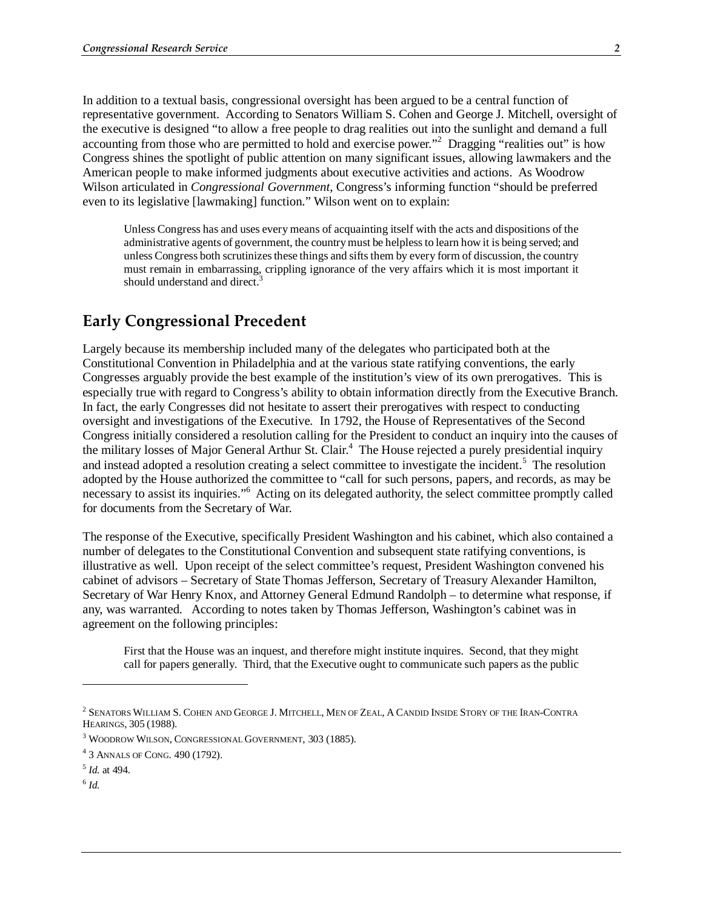In addition to a textual basis, congressional oversight has been argued to be a central function of representative government. According to Senators William S. Cohen and George J. Mitchell, oversight of the executive is designed "to allow a free people to drag realities out into the sunlight and demand a full accounting from those who are permitted to hold and exercise power."[2] Dragging "realities out" is how Congress shines the spotlight of public attention on many significant issues, allowing lawmakers and the American people to make informed judgments about executive activities and actions. As Woodrow Wilson articulated in *Congressional Government*, Congress's informing function "should be preferred even to its legislative [lawmaking] function." Wilson went on to explain:

> Unless Congress has and uses every means of acquainting itself with the acts and dispositions of the administrative agents of government, the country must be helpless to learn how it is being served; and unless Congress both scrutinizes these things and sifts them by every form of discussion, the country must remain in embarrassing, crippling ignorance of the very affairs which it is most important it should understand and direct.[3]

## Early Congressional Precedent

Largely because its membership included many of the delegates who participated both at the Constitutional Convention in Philadelphia and at the various state ratifying conventions, the early Congresses arguably provide the best example of the institution's view of its own prerogatives. This is especially true with regard to Congress's ability to obtain information directly from the Executive Branch. In fact, the early Congresses did not hesitate to assert their prerogatives with respect to conducting oversight and investigations of the Executive. In 1792, the House of Representatives of the Second Congress initially considered a resolution calling for the President to conduct an inquiry into the causes of the military losses of Major General Arthur St. Clair.[4] The House rejected a purely presidential inquiry and instead adopted a resolution creating a select committee to investigate the incident.[5] The resolution adopted by the House authorized the committee to "call for such persons, papers, and records, as may be necessary to assist its inquiries."[6] Acting on its delegated authority, the select committee promptly called for documents from the Secretary of War.

The response of the Executive, specifically President Washington and his cabinet, which also contained a number of delegates to the Constitutional Convention and subsequent state ratifying conventions, is illustrative as well. Upon receipt of the select committee's request, President Washington convened his cabinet of advisors – Secretary of State Thomas Jefferson, Secretary of Treasury Alexander Hamilton, Secretary of War Henry Knox, and Attorney General Edmund Randolph – to determine what response, if any, was warranted. According to notes taken by Thomas Jefferson, Washington's cabinet was in agreement on the following principles:

> First that the House was an inquest, and therefore might institute inquires. Second, that they might call for papers generally. Third, that the Executive ought to communicate such papers as the public

---

[2] Senators William S. Cohen and George J. Mitchell, Men of Zeal, A Candid Inside Story of the Iran-Contra Hearings, 305 (1988).

[3] Woodrow Wilson, Congressional Government, 303 (1885).

[4] 3 Annals of Cong. 490 (1792).

[5] *Id.* at 494.

[6] *Id.*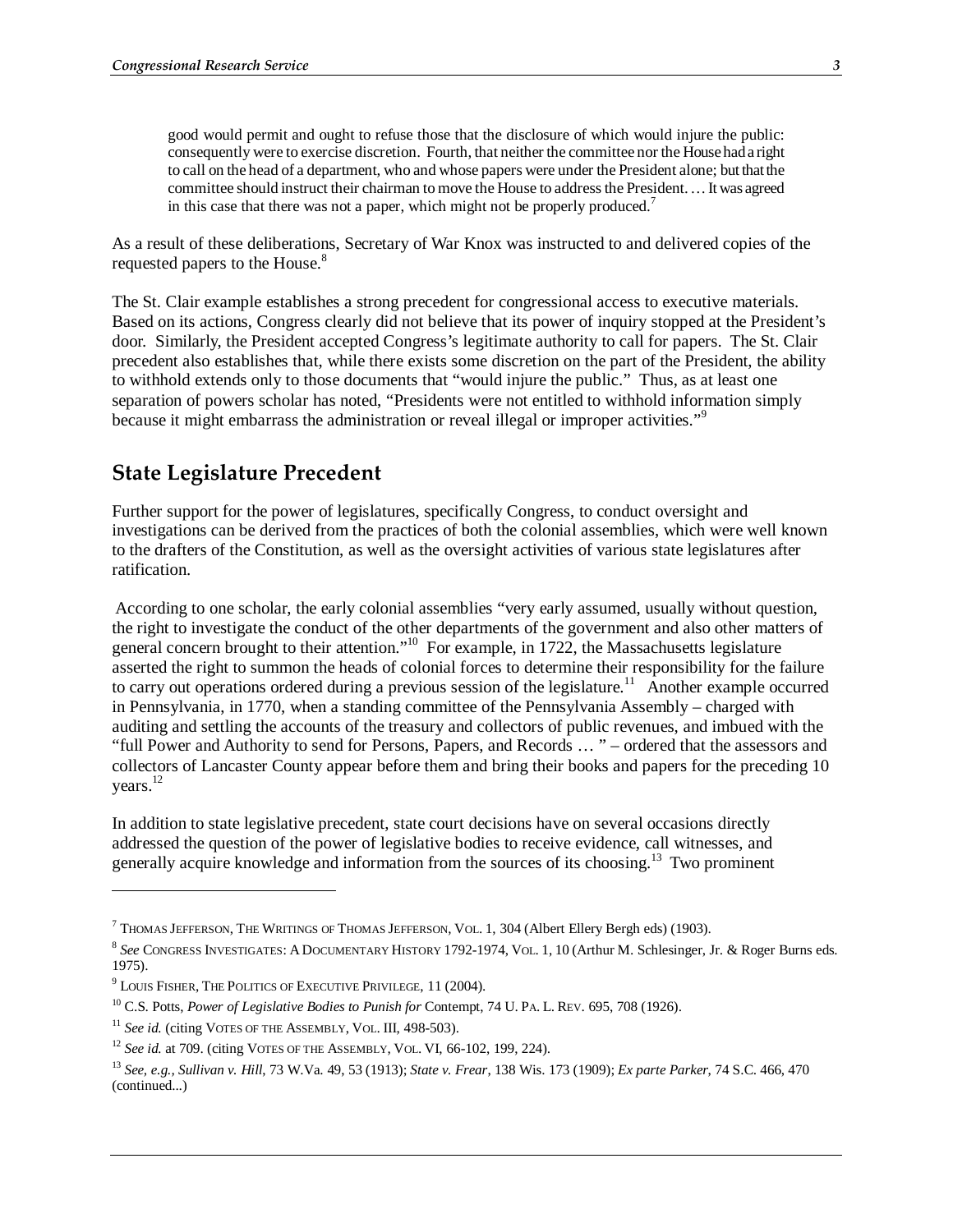> good would permit and ought to refuse those that the disclosure of which would injure the public: consequently were to exercise discretion. Fourth, that neither the committee nor the House had a right to call on the head of a department, who and whose papers were under the President alone; but that the committee should instruct their chairman to move the House to address the President. … It was agreed in this case that there was not a paper, which might not be properly produced.[7]

As a result of these deliberations, Secretary of War Knox was instructed to and delivered copies of the requested papers to the House.[8]

The St. Clair example establishes a strong precedent for congressional access to executive materials. Based on its actions, Congress clearly did not believe that its power of inquiry stopped at the President's door. Similarly, the President accepted Congress's legitimate authority to call for papers. The St. Clair precedent also establishes that, while there exists some discretion on the part of the President, the ability to withhold extends only to those documents that "would injure the public." Thus, as at least one separation of powers scholar has noted, "Presidents were not entitled to withhold information simply because it might embarrass the administration or reveal illegal or improper activities."[9]

## State Legislature Precedent

Further support for the power of legislatures, specifically Congress, to conduct oversight and investigations can be derived from the practices of both the colonial assemblies, which were well known to the drafters of the Constitution, as well as the oversight activities of various state legislatures after ratification.

According to one scholar, the early colonial assemblies "very early assumed, usually without question, the right to investigate the conduct of the other departments of the government and also other matters of general concern brought to their attention."[10] For example, in 1722, the Massachusetts legislature asserted the right to summon the heads of colonial forces to determine their responsibility for the failure to carry out operations ordered during a previous session of the legislature.[11] Another example occurred in Pennsylvania, in 1770, when a standing committee of the Pennsylvania Assembly – charged with auditing and settling the accounts of the treasury and collectors of public revenues, and imbued with the "full Power and Authority to send for Persons, Papers, and Records … " – ordered that the assessors and collectors of Lancaster County appear before them and bring their books and papers for the preceding 10 years.[12]

In addition to state legislative precedent, state court decisions have on several occasions directly addressed the question of the power of legislative bodies to receive evidence, call witnesses, and generally acquire knowledge and information from the sources of its choosing.[13] Two prominent

---

[7] Thomas Jefferson, The Writings of Thomas Jefferson, Vol. 1, 304 (Albert Ellery Bergh eds) (1903).

[8] *See* Congress Investigates: A Documentary History 1792-1974, Vol. 1, 10 (Arthur M. Schlesinger, Jr. & Roger Burns eds. 1975).

[9] Louis Fisher, The Politics of Executive Privilege, 11 (2004).

[10] C.S. Potts, *Power of Legislative Bodies to Punish for* Contempt, 74 U. Pa. L. Rev. 695, 708 (1926).

[11] *See id.* (citing Votes of the Assembly, Vol. III, 498-503).

[12] *See id.* at 709. (citing Votes of the Assembly, Vol. VI, 66-102, 199, 224).

[13] *See, e.g., Sullivan v. Hill*, 73 W.Va. 49, 53 (1913); *State v. Frear*, 138 Wis. 173 (1909); *Ex parte Parker*, 74 S.C. 466, 470 (continued...)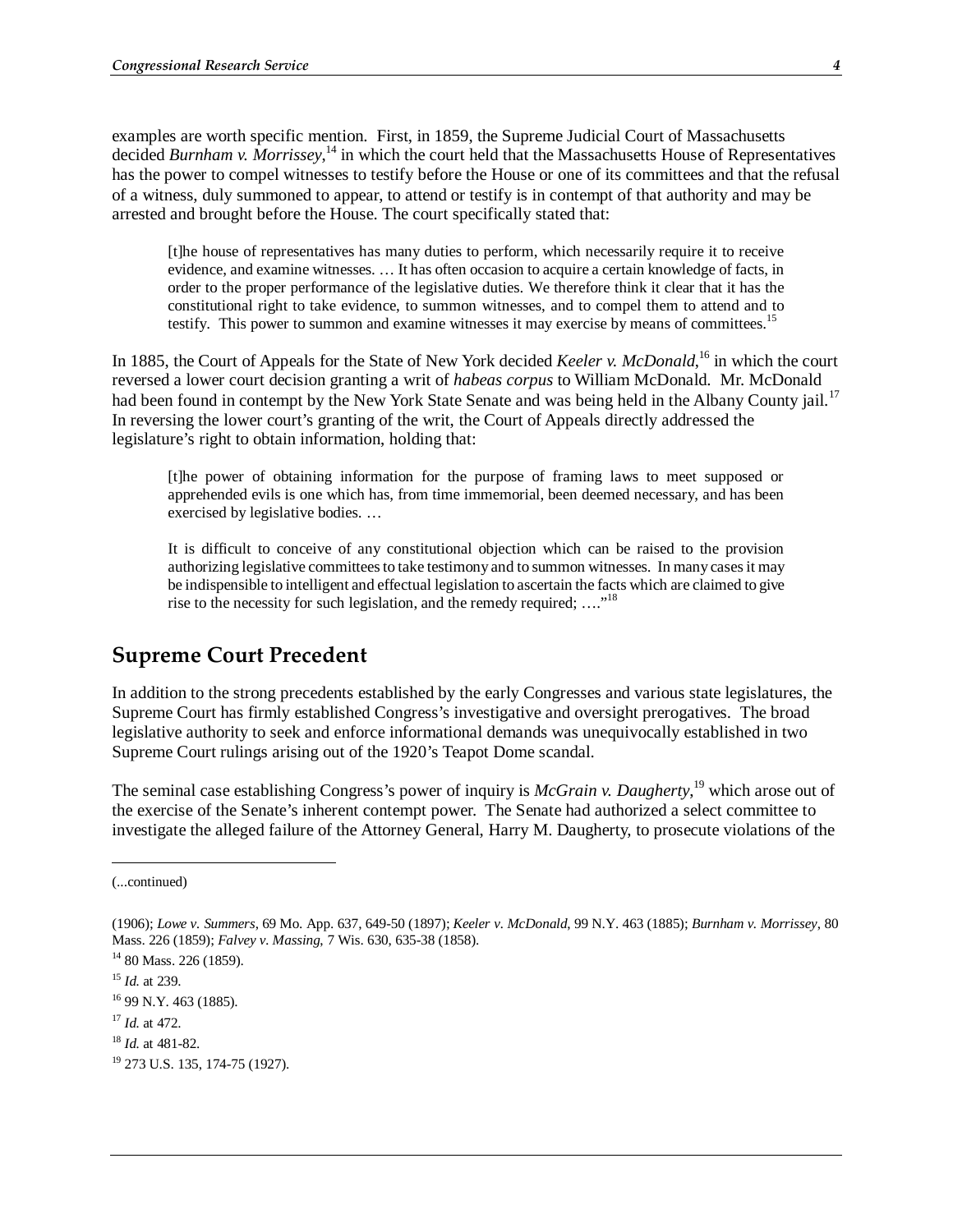examples are worth specific mention. First, in 1859, the Supreme Judicial Court of Massachusetts decided *Burnham v. Morrissey*,[14] in which the court held that the Massachusetts House of Representatives has the power to compel witnesses to testify before the House or one of its committees and that the refusal of a witness, duly summoned to appear, to attend or testify is in contempt of that authority and may be arrested and brought before the House. The court specifically stated that:

> [t]he house of representatives has many duties to perform, which necessarily require it to receive evidence, and examine witnesses. … It has often occasion to acquire a certain knowledge of facts, in order to the proper performance of the legislative duties. We therefore think it clear that it has the constitutional right to take evidence, to summon witnesses, and to compel them to attend and to testify. This power to summon and examine witnesses it may exercise by means of committees.[15]

In 1885, the Court of Appeals for the State of New York decided *Keeler v. McDonald*,[16] in which the court reversed a lower court decision granting a writ of *habeas corpus* to William McDonald. Mr. McDonald had been found in contempt by the New York State Senate and was being held in the Albany County jail.[17] In reversing the lower court's granting of the writ, the Court of Appeals directly addressed the legislature's right to obtain information, holding that:

> [t]he power of obtaining information for the purpose of framing laws to meet supposed or apprehended evils is one which has, from time immemorial, been deemed necessary, and has been exercised by legislative bodies. …
>
> It is difficult to conceive of any constitutional objection which can be raised to the provision authorizing legislative committees to take testimony and to summon witnesses. In many cases it may be indispensible to intelligent and effectual legislation to ascertain the facts which are claimed to give rise to the necessity for such legislation, and the remedy required; …."[18]

## Supreme Court Precedent

In addition to the strong precedents established by the early Congresses and various state legislatures, the Supreme Court has firmly established Congress's investigative and oversight prerogatives. The broad legislative authority to seek and enforce informational demands was unequivocally established in two Supreme Court rulings arising out of the 1920's Teapot Dome scandal.

The seminal case establishing Congress's power of inquiry is *McGrain v. Daugherty*,[19] which arose out of the exercise of the Senate's inherent contempt power. The Senate had authorized a select committee to investigate the alleged failure of the Attorney General, Harry M. Daugherty, to prosecute violations of the

---

(...continued)

(1906); *Lowe v. Summers*, 69 Mo. App. 637, 649-50 (1897); *Keeler v. McDonald*, 99 N.Y. 463 (1885); *Burnham v. Morrissey*, 80 Mass. 226 (1859); *Falvey v. Massing*, 7 Wis. 630, 635-38 (1858).

[14] 80 Mass. 226 (1859).

[15] *Id.* at 239.

[16] 99 N.Y. 463 (1885).

[17] *Id.* at 472.

[18] *Id.* at 481-82.

[19] 273 U.S. 135, 174-75 (1927).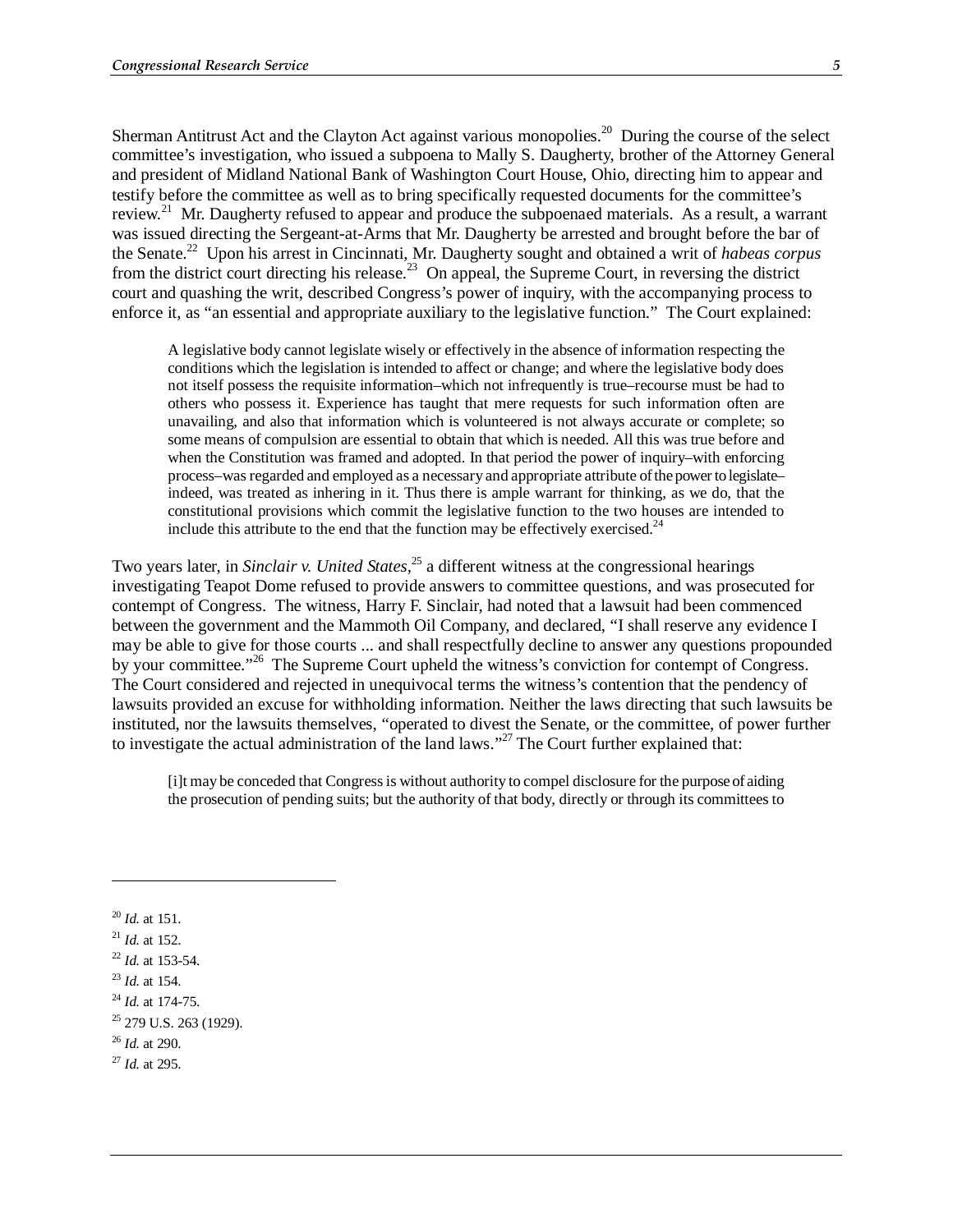Sherman Antitrust Act and the Clayton Act against various monopolies.[20] During the course of the select committee's investigation, who issued a subpoena to Mally S. Daugherty, brother of the Attorney General and president of Midland National Bank of Washington Court House, Ohio, directing him to appear and testify before the committee as well as to bring specifically requested documents for the committee's review.[21] Mr. Daugherty refused to appear and produce the subpoenaed materials. As a result, a warrant was issued directing the Sergeant-at-Arms that Mr. Daugherty be arrested and brought before the bar of the Senate.[22] Upon his arrest in Cincinnati, Mr. Daugherty sought and obtained a writ of *habeas corpus* from the district court directing his release.[23] On appeal, the Supreme Court, in reversing the district court and quashing the writ, described Congress's power of inquiry, with the accompanying process to enforce it, as "an essential and appropriate auxiliary to the legislative function." The Court explained:

> A legislative body cannot legislate wisely or effectively in the absence of information respecting the conditions which the legislation is intended to affect or change; and where the legislative body does not itself possess the requisite information–which not infrequently is true–recourse must be had to others who possess it. Experience has taught that mere requests for such information often are unavailing, and also that information which is volunteered is not always accurate or complete; so some means of compulsion are essential to obtain that which is needed. All this was true before and when the Constitution was framed and adopted. In that period the power of inquiry–with enforcing process–was regarded and employed as a necessary and appropriate attribute of the power to legislate–indeed, was treated as inhering in it. Thus there is ample warrant for thinking, as we do, that the constitutional provisions which commit the legislative function to the two houses are intended to include this attribute to the end that the function may be effectively exercised.[24]

Two years later, in *Sinclair v. United States*,[25] a different witness at the congressional hearings investigating Teapot Dome refused to provide answers to committee questions, and was prosecuted for contempt of Congress. The witness, Harry F. Sinclair, had noted that a lawsuit had been commenced between the government and the Mammoth Oil Company, and declared, "I shall reserve any evidence I may be able to give for those courts ... and shall respectfully decline to answer any questions propounded by your committee."[26] The Supreme Court upheld the witness's conviction for contempt of Congress. The Court considered and rejected in unequivocal terms the witness's contention that the pendency of lawsuits provided an excuse for withholding information. Neither the laws directing that such lawsuits be instituted, nor the lawsuits themselves, "operated to divest the Senate, or the committee, of power further to investigate the actual administration of the land laws."[27] The Court further explained that:

> [i]t may be conceded that Congress is without authority to compel disclosure for the purpose of aiding the prosecution of pending suits; but the authority of that body, directly or through its committees to

---

[20] *Id.* at 151.

[21] *Id.* at 152.

[22] *Id.* at 153-54.

[23] *Id.* at 154.

[24] *Id.* at 174-75.

[25] 279 U.S. 263 (1929).

[26] *Id.* at 290.

[27] *Id.* at 295.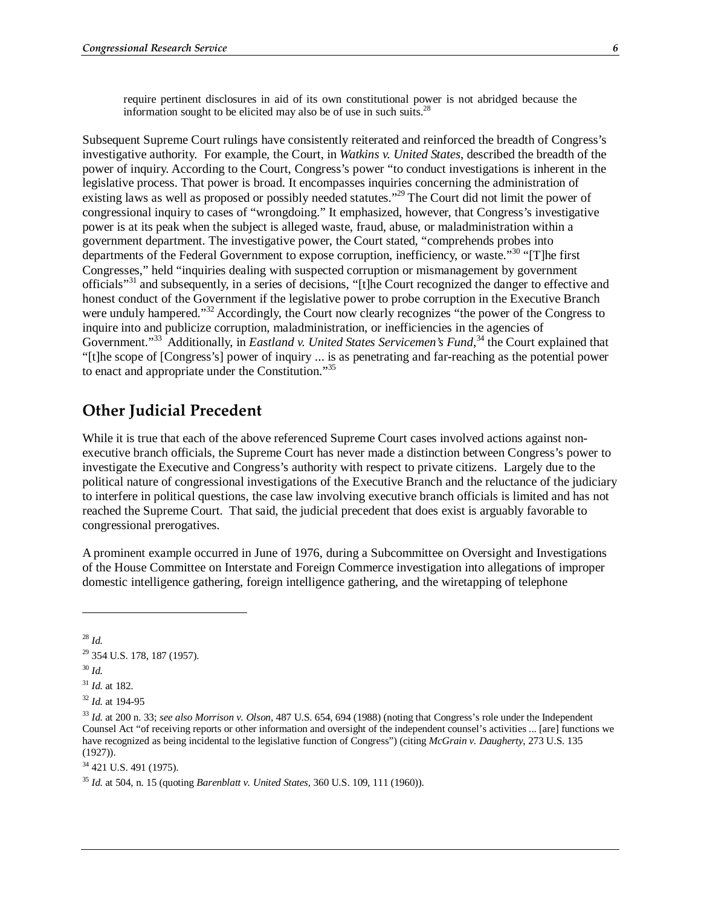> require pertinent disclosures in aid of its own constitutional power is not abridged because the information sought to be elicited may also be of use in such suits.[28]

Subsequent Supreme Court rulings have consistently reiterated and reinforced the breadth of Congress's investigative authority. For example, the Court, in *Watkins v. United States*, described the breadth of the power of inquiry. According to the Court, Congress's power "to conduct investigations is inherent in the legislative process. That power is broad. It encompasses inquiries concerning the administration of existing laws as well as proposed or possibly needed statutes."[29] The Court did not limit the power of congressional inquiry to cases of "wrongdoing." It emphasized, however, that Congress's investigative power is at its peak when the subject is alleged waste, fraud, abuse, or maladministration within a government department. The investigative power, the Court stated, "comprehends probes into departments of the Federal Government to expose corruption, inefficiency, or waste."[30] "[T]he first Congresses," held "inquiries dealing with suspected corruption or mismanagement by government officials"[31] and subsequently, in a series of decisions, "[t]he Court recognized the danger to effective and honest conduct of the Government if the legislative power to probe corruption in the Executive Branch were unduly hampered."[32] Accordingly, the Court now clearly recognizes "the power of the Congress to inquire into and publicize corruption, maladministration, or inefficiencies in the agencies of Government."[33] Additionally, in *Eastland v. United States Servicemen's Fund*,[34] the Court explained that "[t]he scope of [Congress's] power of inquiry ... is as penetrating and far-reaching as the potential power to enact and appropriate under the Constitution."[35]

## Other Judicial Precedent

While it is true that each of the above referenced Supreme Court cases involved actions against non-executive branch officials, the Supreme Court has never made a distinction between Congress's power to investigate the Executive and Congress's authority with respect to private citizens. Largely due to the political nature of congressional investigations of the Executive Branch and the reluctance of the judiciary to interfere in political questions, the case law involving executive branch officials is limited and has not reached the Supreme Court. That said, the judicial precedent that does exist is arguably favorable to congressional prerogatives.

A prominent example occurred in June of 1976, during a Subcommittee on Oversight and Investigations of the House Committee on Interstate and Foreign Commerce investigation into allegations of improper domestic intelligence gathering, foreign intelligence gathering, and the wiretapping of telephone

---

[28] *Id.*

[29] 354 U.S. 178, 187 (1957).

[30] *Id.*

[31] *Id.* at 182.

[32] *Id.* at 194-95

[33] *Id.* at 200 n. 33; *see also Morrison v. Olson*, 487 U.S. 654, 694 (1988) (noting that Congress's role under the Independent Counsel Act "of receiving reports or other information and oversight of the independent counsel's activities ... [are] functions we have recognized as being incidental to the legislative function of Congress") (citing *McGrain v. Daugherty*, 273 U.S. 135 (1927)).

[34] 421 U.S. 491 (1975).

[35] *Id.* at 504, n. 15 (quoting *Barenblatt v. United States*, 360 U.S. 109, 111 (1960)).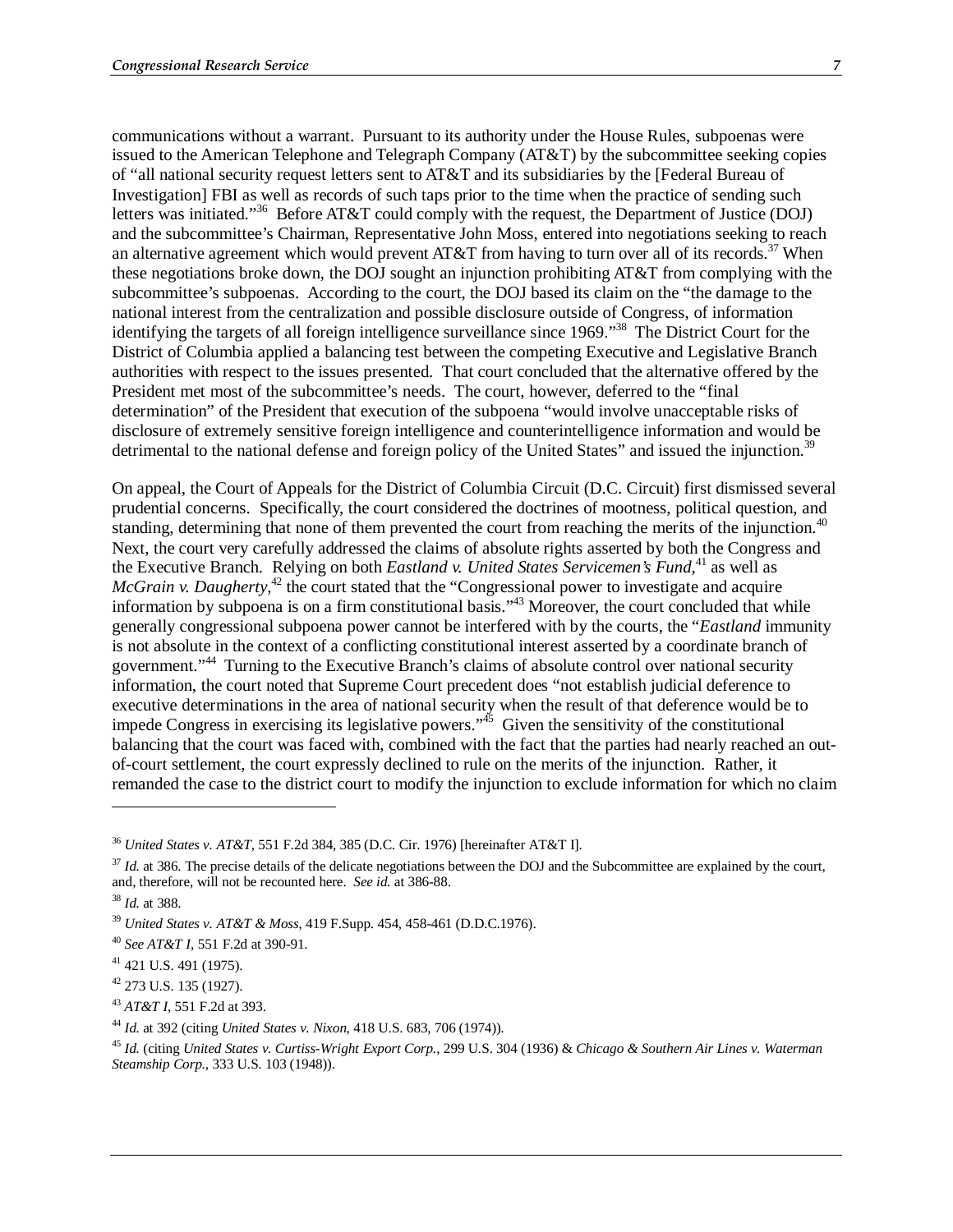communications without a warrant. Pursuant to its authority under the House Rules, subpoenas were issued to the American Telephone and Telegraph Company (AT&T) by the subcommittee seeking copies of "all national security request letters sent to AT&T and its subsidiaries by the [Federal Bureau of Investigation] FBI as well as records of such taps prior to the time when the practice of sending such letters was initiated."[36] Before AT&T could comply with the request, the Department of Justice (DOJ) and the subcommittee's Chairman, Representative John Moss, entered into negotiations seeking to reach an alternative agreement which would prevent AT&T from having to turn over all of its records.[37] When these negotiations broke down, the DOJ sought an injunction prohibiting AT&T from complying with the subcommittee's subpoenas. According to the court, the DOJ based its claim on the "the damage to the national interest from the centralization and possible disclosure outside of Congress, of information identifying the targets of all foreign intelligence surveillance since 1969."[38] The District Court for the District of Columbia applied a balancing test between the competing Executive and Legislative Branch authorities with respect to the issues presented. That court concluded that the alternative offered by the President met most of the subcommittee's needs. The court, however, deferred to the "final determination" of the President that execution of the subpoena "would involve unacceptable risks of disclosure of extremely sensitive foreign intelligence and counterintelligence information and would be detrimental to the national defense and foreign policy of the United States" and issued the injunction.[39]

On appeal, the Court of Appeals for the District of Columbia Circuit (D.C. Circuit) first dismissed several prudential concerns. Specifically, the court considered the doctrines of mootness, political question, and standing, determining that none of them prevented the court from reaching the merits of the injunction.[40] Next, the court very carefully addressed the claims of absolute rights asserted by both the Congress and the Executive Branch. Relying on both *Eastland v. United States Servicemen's Fund*,[41] as well as *McGrain v. Daugherty*,[42] the court stated that the "Congressional power to investigate and acquire information by subpoena is on a firm constitutional basis."[43] Moreover, the court concluded that while generally congressional subpoena power cannot be interfered with by the courts, the "*Eastland* immunity is not absolute in the context of a conflicting constitutional interest asserted by a coordinate branch of government."[44] Turning to the Executive Branch's claims of absolute control over national security information, the court noted that Supreme Court precedent does "not establish judicial deference to executive determinations in the area of national security when the result of that deference would be to impede Congress in exercising its legislative powers."[45] Given the sensitivity of the constitutional balancing that the court was faced with, combined with the fact that the parties had nearly reached an out-of-court settlement, the court expressly declined to rule on the merits of the injunction. Rather, it remanded the case to the district court to modify the injunction to exclude information for which no claim

---

[36] *United States v. AT&T*, 551 F.2d 384, 385 (D.C. Cir. 1976) [hereinafter AT&T I].

[37] *Id.* at 386. The precise details of the delicate negotiations between the DOJ and the Subcommittee are explained by the court, and, therefore, will not be recounted here. *See id.* at 386-88.

[38] *Id.* at 388.

[39] *United States v. AT&T & Moss*, 419 F.Supp. 454, 458-461 (D.D.C.1976).

[40] *See AT&T I*, 551 F.2d at 390-91.

[41] 421 U.S. 491 (1975).

[42] 273 U.S. 135 (1927).

[43] *AT&T I*, 551 F.2d at 393.

[44] *Id.* at 392 (citing *United States v. Nixon*, 418 U.S. 683, 706 (1974)).

[45] *Id.* (citing *United States v. Curtiss-Wright Export Corp.*, 299 U.S. 304 (1936) & *Chicago & Southern Air Lines v. Waterman Steamship Corp.*, 333 U.S. 103 (1948)).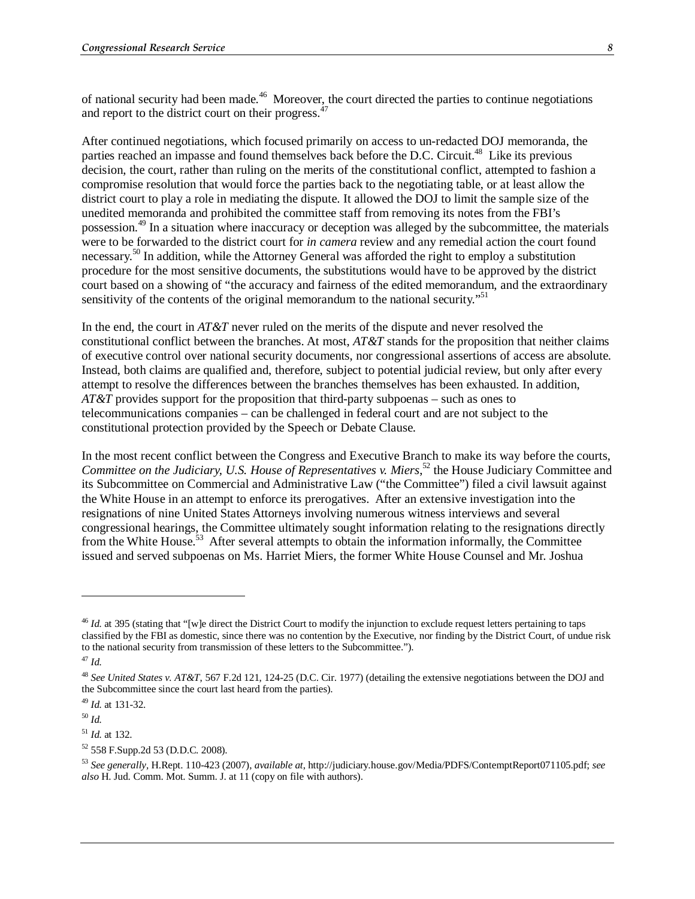of national security had been made.[46] Moreover, the court directed the parties to continue negotiations and report to the district court on their progress.[47]

After continued negotiations, which focused primarily on access to un-redacted DOJ memoranda, the parties reached an impasse and found themselves back before the D.C. Circuit.[48] Like its previous decision, the court, rather than ruling on the merits of the constitutional conflict, attempted to fashion a compromise resolution that would force the parties back to the negotiating table, or at least allow the district court to play a role in mediating the dispute. It allowed the DOJ to limit the sample size of the unedited memoranda and prohibited the committee staff from removing its notes from the FBI's possession.[49] In a situation where inaccuracy or deception was alleged by the subcommittee, the materials were to be forwarded to the district court for *in camera* review and any remedial action the court found necessary.[50] In addition, while the Attorney General was afforded the right to employ a substitution procedure for the most sensitive documents, the substitutions would have to be approved by the district court based on a showing of "the accuracy and fairness of the edited memorandum, and the extraordinary sensitivity of the contents of the original memorandum to the national security."[51]

In the end, the court in *AT&T* never ruled on the merits of the dispute and never resolved the constitutional conflict between the branches. At most, *AT&T* stands for the proposition that neither claims of executive control over national security documents, nor congressional assertions of access are absolute. Instead, both claims are qualified and, therefore, subject to potential judicial review, but only after every attempt to resolve the differences between the branches themselves has been exhausted. In addition, *AT&T* provides support for the proposition that third-party subpoenas – such as ones to telecommunications companies – can be challenged in federal court and are not subject to the constitutional protection provided by the Speech or Debate Clause.

In the most recent conflict between the Congress and Executive Branch to make its way before the courts, *Committee on the Judiciary, U.S. House of Representatives v. Miers*,[52] the House Judiciary Committee and its Subcommittee on Commercial and Administrative Law ("the Committee") filed a civil lawsuit against the White House in an attempt to enforce its prerogatives. After an extensive investigation into the resignations of nine United States Attorneys involving numerous witness interviews and several congressional hearings, the Committee ultimately sought information relating to the resignations directly from the White House.[53] After several attempts to obtain the information informally, the Committee issued and served subpoenas on Ms. Harriet Miers, the former White House Counsel and Mr. Joshua

---

[46] *Id.* at 395 (stating that "[w]e direct the District Court to modify the injunction to exclude request letters pertaining to taps classified by the FBI as domestic, since there was no contention by the Executive, nor finding by the District Court, of undue risk to the national security from transmission of these letters to the Subcommittee.").

[47] *Id.*

[48] *See United States v. AT&T*, 567 F.2d 121, 124-25 (D.C. Cir. 1977) (detailing the extensive negotiations between the DOJ and the Subcommittee since the court last heard from the parties).

[49] *Id.* at 131-32.

[50] *Id.*

[51] *Id.* at 132.

[52] 558 F.Supp.2d 53 (D.D.C. 2008).

[53] *See generally*, H.Rept. 110-423 (2007), *available at*, http://judiciary.house.gov/Media/PDFS/ContemptReport071105.pdf; *see also* H. Jud. Comm. Mot. Summ. J. at 11 (copy on file with authors).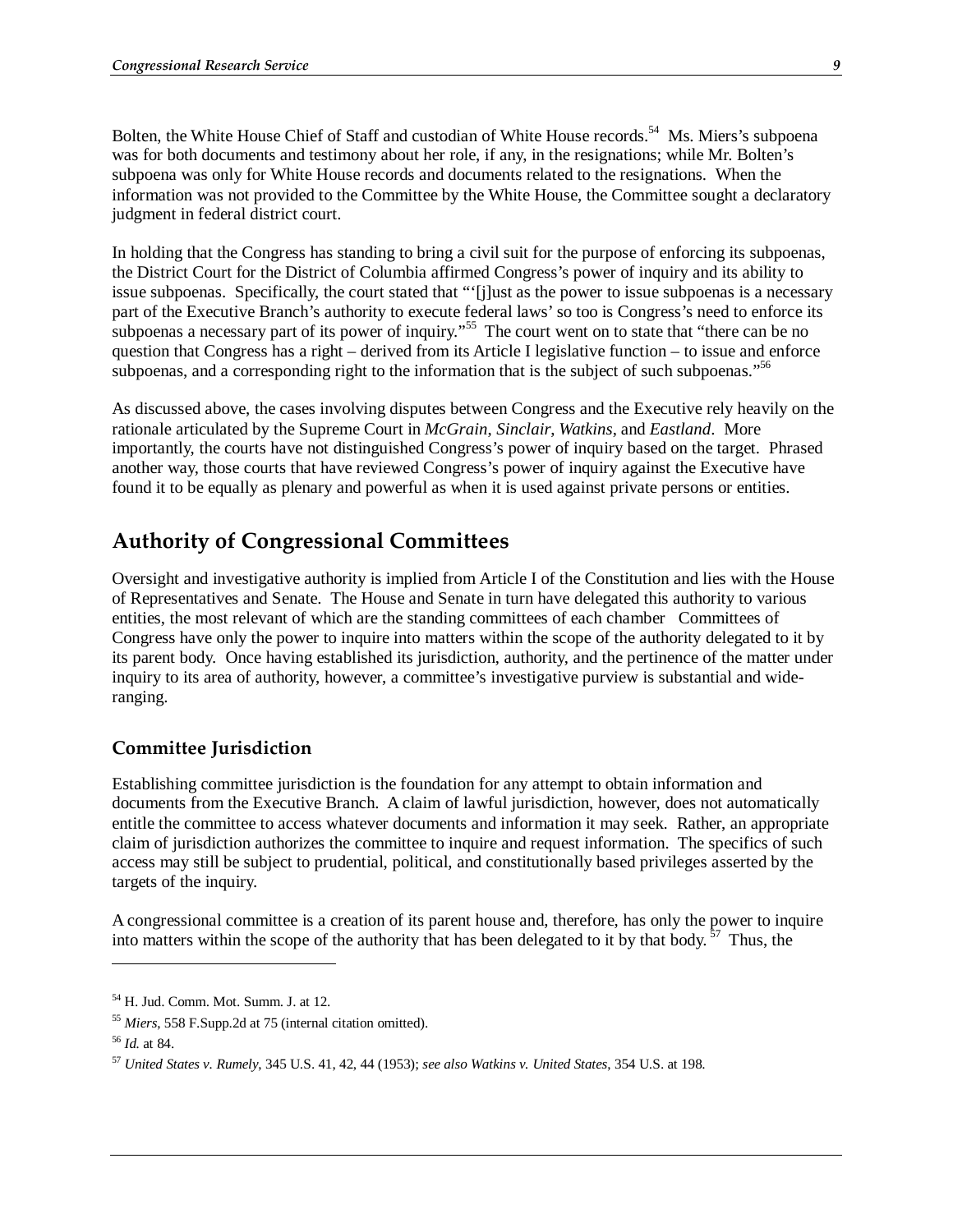Bolten, the White House Chief of Staff and custodian of White House records.[54] Ms. Miers's subpoena was for both documents and testimony about her role, if any, in the resignations; while Mr. Bolten's subpoena was only for White House records and documents related to the resignations. When the information was not provided to the Committee by the White House, the Committee sought a declaratory judgment in federal district court.

In holding that the Congress has standing to bring a civil suit for the purpose of enforcing its subpoenas, the District Court for the District of Columbia affirmed Congress's power of inquiry and its ability to issue subpoenas. Specifically, the court stated that "'[j]ust as the power to issue subpoenas is a necessary part of the Executive Branch's authority to execute federal laws' so too is Congress's need to enforce its subpoenas a necessary part of its power of inquiry."[55] The court went on to state that "there can be no question that Congress has a right – derived from its Article I legislative function – to issue and enforce subpoenas, and a corresponding right to the information that is the subject of such subpoenas."[56]

As discussed above, the cases involving disputes between Congress and the Executive rely heavily on the rationale articulated by the Supreme Court in *McGrain*, *Sinclair*, *Watkins*, and *Eastland*. More importantly, the courts have not distinguished Congress's power of inquiry based on the target. Phrased another way, those courts that have reviewed Congress's power of inquiry against the Executive have found it to be equally as plenary and powerful as when it is used against private persons or entities.

## Authority of Congressional Committees

Oversight and investigative authority is implied from Article I of the Constitution and lies with the House of Representatives and Senate. The House and Senate in turn have delegated this authority to various entities, the most relevant of which are the standing committees of each chamber Committees of Congress have only the power to inquire into matters within the scope of the authority delegated to it by its parent body. Once having established its jurisdiction, authority, and the pertinence of the matter under inquiry to its area of authority, however, a committee's investigative purview is substantial and wide-ranging.

### Committee Jurisdiction

Establishing committee jurisdiction is the foundation for any attempt to obtain information and documents from the Executive Branch. A claim of lawful jurisdiction, however, does not automatically entitle the committee to access whatever documents and information it may seek. Rather, an appropriate claim of jurisdiction authorizes the committee to inquire and request information. The specifics of such access may still be subject to prudential, political, and constitutionally based privileges asserted by the targets of the inquiry.

A congressional committee is a creation of its parent house and, therefore, has only the power to inquire into matters within the scope of the authority that has been delegated to it by that body.[57] Thus, the

---

[54] H. Jud. Comm. Mot. Summ. J. at 12.

[55] *Miers*, 558 F.Supp.2d at 75 (internal citation omitted).

[56] *Id.* at 84.

[57] *United States v. Rumely*, 345 U.S. 41, 42, 44 (1953); *see also Watkins v. United States*, 354 U.S. at 198.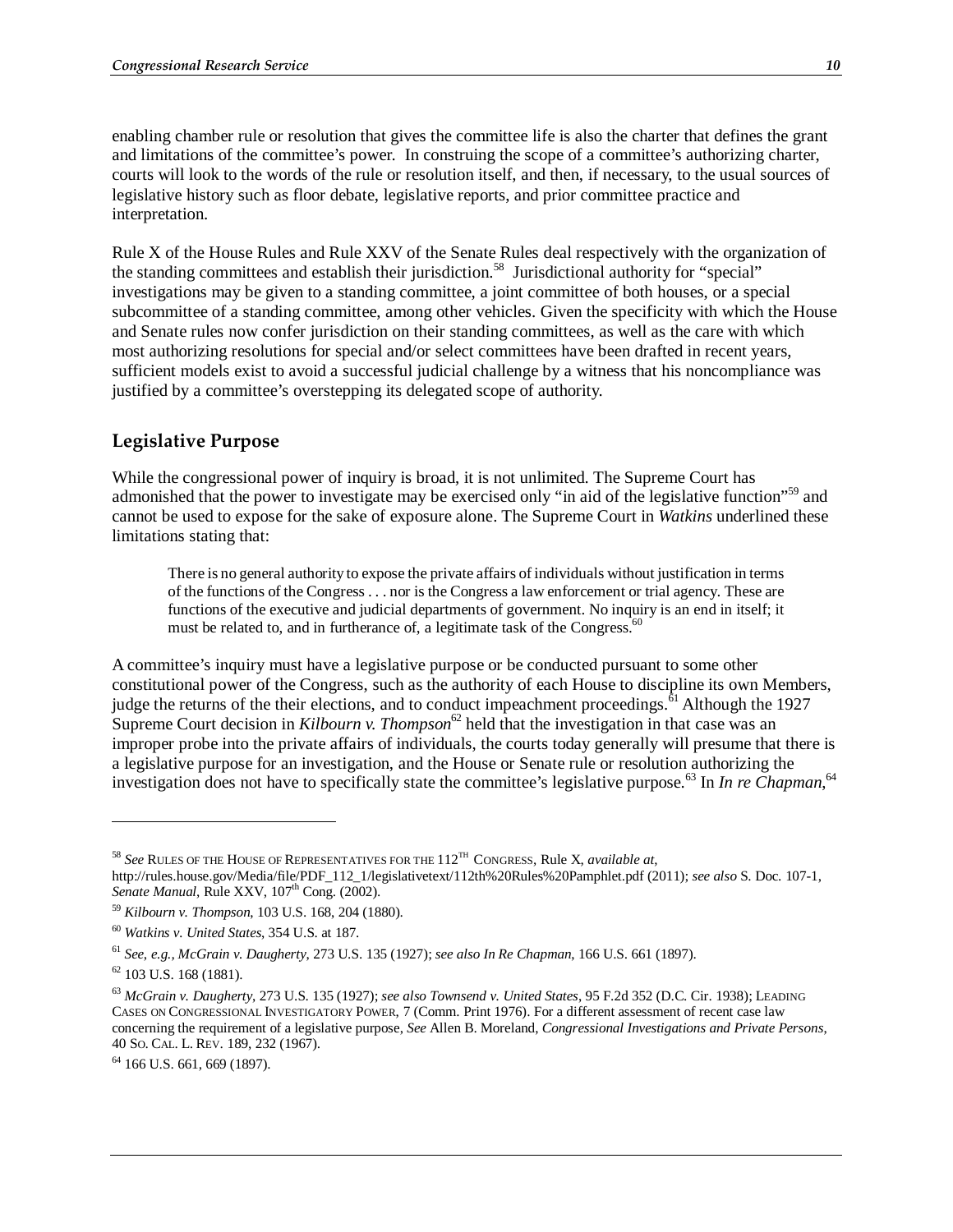enabling chamber rule or resolution that gives the committee life is also the charter that defines the grant and limitations of the committee's power. In construing the scope of a committee's authorizing charter, courts will look to the words of the rule or resolution itself, and then, if necessary, to the usual sources of legislative history such as floor debate, legislative reports, and prior committee practice and interpretation.

Rule X of the House Rules and Rule XXV of the Senate Rules deal respectively with the organization of the standing committees and establish their jurisdiction.[58] Jurisdictional authority for "special" investigations may be given to a standing committee, a joint committee of both houses, or a special subcommittee of a standing committee, among other vehicles. Given the specificity with which the House and Senate rules now confer jurisdiction on their standing committees, as well as the care with which most authorizing resolutions for special and/or select committees have been drafted in recent years, sufficient models exist to avoid a successful judicial challenge by a witness that his noncompliance was justified by a committee's overstepping its delegated scope of authority.

## Legislative Purpose

While the congressional power of inquiry is broad, it is not unlimited. The Supreme Court has admonished that the power to investigate may be exercised only "in aid of the legislative function"[59] and cannot be used to expose for the sake of exposure alone. The Supreme Court in *Watkins* underlined these limitations stating that:

> There is no general authority to expose the private affairs of individuals without justification in terms of the functions of the Congress . . . nor is the Congress a law enforcement or trial agency. These are functions of the executive and judicial departments of government. No inquiry is an end in itself; it must be related to, and in furtherance of, a legitimate task of the Congress.[60]

A committee's inquiry must have a legislative purpose or be conducted pursuant to some other constitutional power of the Congress, such as the authority of each House to discipline its own Members, judge the returns of the their elections, and to conduct impeachment proceedings.[61] Although the 1927 Supreme Court decision in *Kilbourn v. Thompson*[62] held that the investigation in that case was an improper probe into the private affairs of individuals, the courts today generally will presume that there is a legislative purpose for an investigation, and the House or Senate rule or resolution authorizing the investigation does not have to specifically state the committee's legislative purpose.[63] In *In re Chapman*,[64]

---

[58] *See* RULES OF THE HOUSE OF REPRESENTATIVES FOR THE 112TH CONGRESS, Rule X, *available at*, http://rules.house.gov/Media/file/PDF_112_1/legislativetext/112th%20Rules%20Pamphlet.pdf (2011); *see also* S. Doc. 107-1, *Senate Manual*, Rule XXV, 107th Cong. (2002).

[59] *Kilbourn v. Thompson*, 103 U.S. 168, 204 (1880).

[60] *Watkins v. United States*, 354 U.S. at 187.

[61] *See, e.g., McGrain v. Daugherty*, 273 U.S. 135 (1927); *see also In Re Chapman*, 166 U.S. 661 (1897).

[62] 103 U.S. 168 (1881).

[63] *McGrain v. Daugherty*, 273 U.S. 135 (1927); *see also Townsend v. United States*, 95 F.2d 352 (D.C. Cir. 1938); LEADING CASES ON CONGRESSIONAL INVESTIGATORY POWER, 7 (Comm. Print 1976). For a different assessment of recent case law concerning the requirement of a legislative purpose, *See* Allen B. Moreland, *Congressional Investigations and Private Persons,* 40 SO. CAL. L. REV. 189, 232 (1967).

[64] 166 U.S. 661, 669 (1897).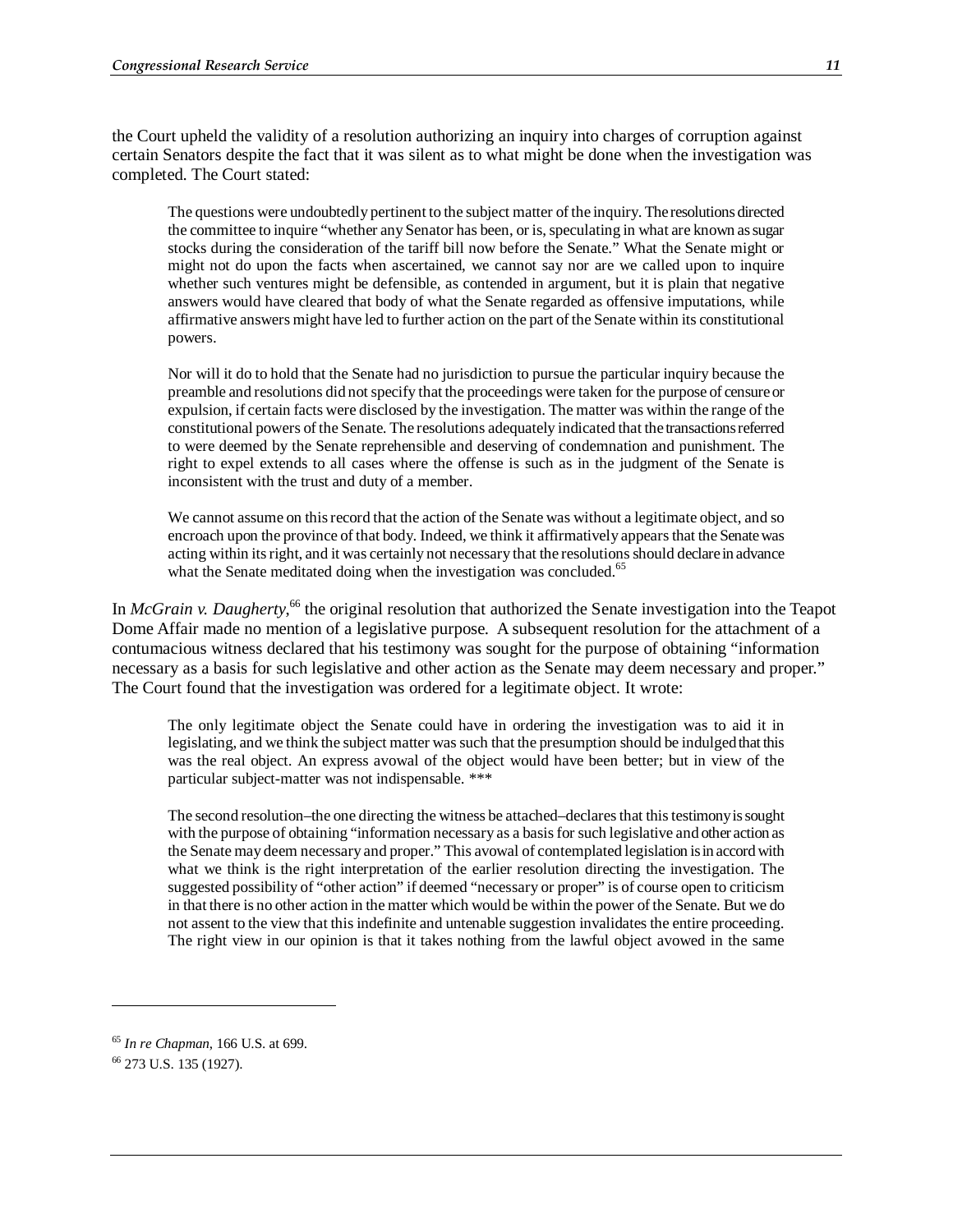the Court upheld the validity of a resolution authorizing an inquiry into charges of corruption against certain Senators despite the fact that it was silent as to what might be done when the investigation was completed. The Court stated:

> The questions were undoubtedly pertinent to the subject matter of the inquiry. The resolutions directed the committee to inquire "whether any Senator has been, or is, speculating in what are known as sugar stocks during the consideration of the tariff bill now before the Senate." What the Senate might or might not do upon the facts when ascertained, we cannot say nor are we called upon to inquire whether such ventures might be defensible, as contended in argument, but it is plain that negative answers would have cleared that body of what the Senate regarded as offensive imputations, while affirmative answers might have led to further action on the part of the Senate within its constitutional powers.
>
> Nor will it do to hold that the Senate had no jurisdiction to pursue the particular inquiry because the preamble and resolutions did not specify that the proceedings were taken for the purpose of censure or expulsion, if certain facts were disclosed by the investigation. The matter was within the range of the constitutional powers of the Senate. The resolutions adequately indicated that the transactions referred to were deemed by the Senate reprehensible and deserving of condemnation and punishment. The right to expel extends to all cases where the offense is such as in the judgment of the Senate is inconsistent with the trust and duty of a member.
>
> We cannot assume on this record that the action of the Senate was without a legitimate object, and so encroach upon the province of that body. Indeed, we think it affirmatively appears that the Senate was acting within its right, and it was certainly not necessary that the resolutions should declare in advance what the Senate meditated doing when the investigation was concluded.[65]

In *McGrain v. Daugherty*,[66] the original resolution that authorized the Senate investigation into the Teapot Dome Affair made no mention of a legislative purpose. A subsequent resolution for the attachment of a contumacious witness declared that his testimony was sought for the purpose of obtaining "information necessary as a basis for such legislative and other action as the Senate may deem necessary and proper." The Court found that the investigation was ordered for a legitimate object. It wrote:

> The only legitimate object the Senate could have in ordering the investigation was to aid it in legislating, and we think the subject matter was such that the presumption should be indulged that this was the real object. An express avowal of the object would have been better; but in view of the particular subject-matter was not indispensable. ***
>
> The second resolution–the one directing the witness be attached–declares that this testimony is sought with the purpose of obtaining "information necessary as a basis for such legislative and other action as the Senate may deem necessary and proper." This avowal of contemplated legislation is in accord with what we think is the right interpretation of the earlier resolution directing the investigation. The suggested possibility of "other action" if deemed "necessary or proper" is of course open to criticism in that there is no other action in the matter which would be within the power of the Senate. But we do not assent to the view that this indefinite and untenable suggestion invalidates the entire proceeding. The right view in our opinion is that it takes nothing from the lawful object avowed in the same

[65] *In re Chapman*, 166 U.S. at 699.

[66] 273 U.S. 135 (1927).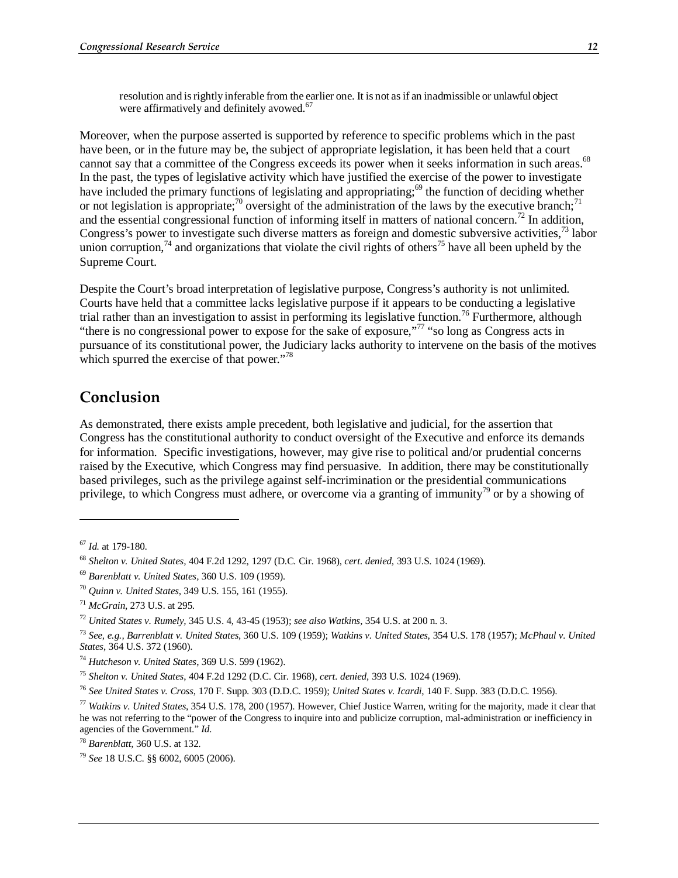> resolution and is rightly inferable from the earlier one. It is not as if an inadmissible or unlawful object were affirmatively and definitely avowed.[67]

Moreover, when the purpose asserted is supported by reference to specific problems which in the past have been, or in the future may be, the subject of appropriate legislation, it has been held that a court cannot say that a committee of the Congress exceeds its power when it seeks information in such areas.[68] In the past, the types of legislative activity which have justified the exercise of the power to investigate have included the primary functions of legislating and appropriating;[69] the function of deciding whether or not legislation is appropriate;[70] oversight of the administration of the laws by the executive branch;[71] and the essential congressional function of informing itself in matters of national concern.[72] In addition, Congress's power to investigate such diverse matters as foreign and domestic subversive activities,[73] labor union corruption,[74] and organizations that violate the civil rights of others[75] have all been upheld by the Supreme Court.

Despite the Court's broad interpretation of legislative purpose, Congress's authority is not unlimited. Courts have held that a committee lacks legislative purpose if it appears to be conducting a legislative trial rather than an investigation to assist in performing its legislative function.[76] Furthermore, although "there is no congressional power to expose for the sake of exposure,"[77] "so long as Congress acts in pursuance of its constitutional power, the Judiciary lacks authority to intervene on the basis of the motives which spurred the exercise of that power."[78]

## Conclusion

As demonstrated, there exists ample precedent, both legislative and judicial, for the assertion that Congress has the constitutional authority to conduct oversight of the Executive and enforce its demands for information. Specific investigations, however, may give rise to political and/or prudential concerns raised by the Executive, which Congress may find persuasive. In addition, there may be constitutionally based privileges, such as the privilege against self-incrimination or the presidential communications privilege, to which Congress must adhere, or overcome via a granting of immunity[79] or by a showing of

---

[67] *Id.* at 179-180.

[68] *Shelton v. United States*, 404 F.2d 1292, 1297 (D.C. Cir. 1968), *cert. denied*, 393 U.S. 1024 (1969).

[69] *Barenblatt v. United States*, 360 U.S. 109 (1959).

[70] *Quinn v. United States*, 349 U.S. 155, 161 (1955).

[71] *McGrain*, 273 U.S. at 295.

[72] *United States v. Rumely*, 345 U.S. 4, 43-45 (1953); *see also Watkins*, 354 U.S. at 200 n. 3.

[73] *See, e.g., Barrenblatt v. United States*, 360 U.S. 109 (1959); *Watkins v. United States*, 354 U.S. 178 (1957); *McPhaul v. United States*, 364 U.S. 372 (1960).

[74] *Hutcheson v. United States*, 369 U.S. 599 (1962).

[75] *Shelton v. United States*, 404 F.2d 1292 (D.C. Cir. 1968), *cert. denied*, 393 U.S. 1024 (1969).

[76] *See United States v. Cross*, 170 F. Supp. 303 (D.D.C. 1959); *United States v. Icardi*, 140 F. Supp. 383 (D.D.C. 1956).

[77] *Watkins v. United States*, 354 U.S. 178, 200 (1957). However, Chief Justice Warren, writing for the majority, made it clear that he was not referring to the "power of the Congress to inquire into and publicize corruption, mal-administration or inefficiency in agencies of the Government." *Id.*

[78] *Barenblatt*, 360 U.S. at 132.

[79] *See* 18 U.S.C. §§ 6002, 6005 (2006).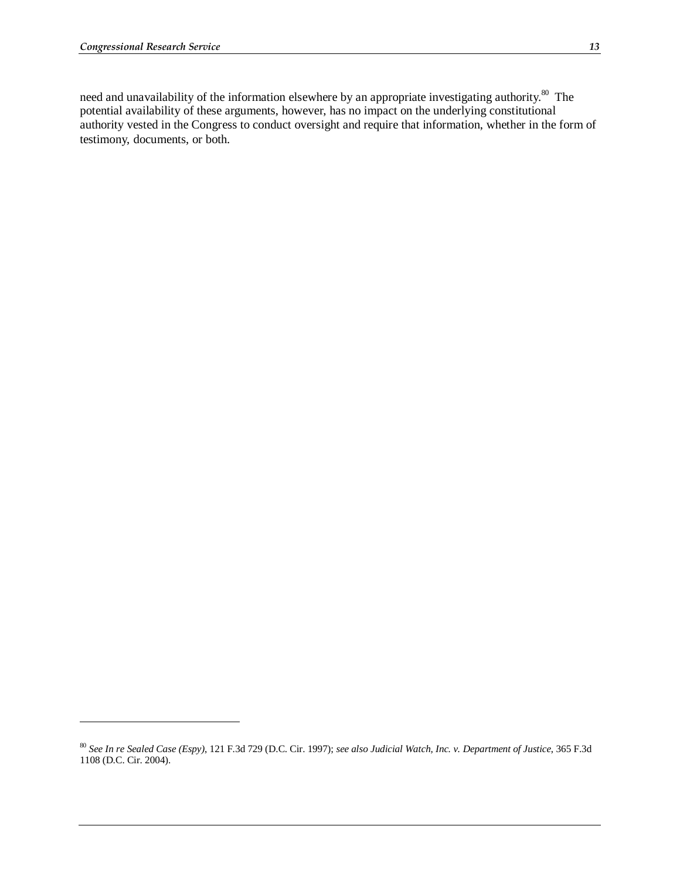need and unavailability of the information elsewhere by an appropriate investigating authority.[80] The potential availability of these arguments, however, has no impact on the underlying constitutional authority vested in the Congress to conduct oversight and require that information, whether in the form of testimony, documents, or both.

---

[80] *See In re Sealed Case (Espy)*, 121 F.3d 729 (D.C. Cir. 1997); *see also Judicial Watch, Inc. v. Department of Justice*, 365 F.3d 1108 (D.C. Cir. 2004).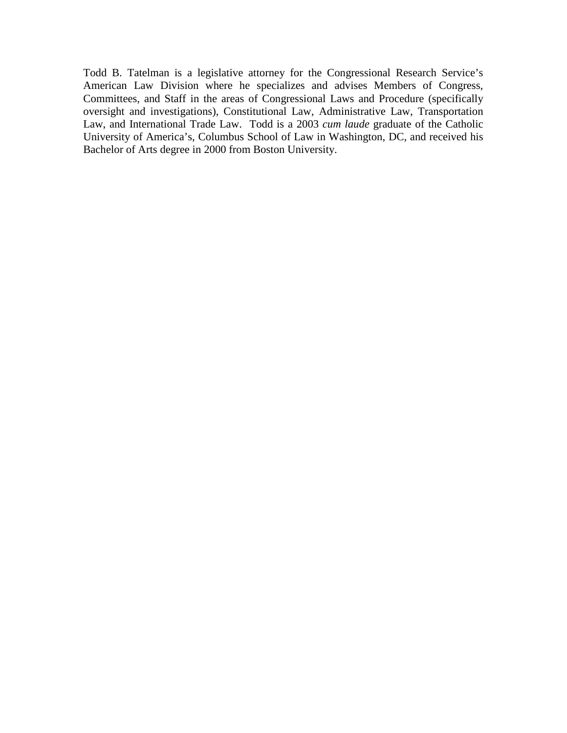Todd B. Tatelman is a legislative attorney for the Congressional Research Service's American Law Division where he specializes and advises Members of Congress, Committees, and Staff in the areas of Congressional Laws and Procedure (specifically oversight and investigations), Constitutional Law, Administrative Law, Transportation Law, and International Trade Law. Todd is a 2003 *cum laude* graduate of the Catholic University of America's, Columbus School of Law in Washington, DC, and received his Bachelor of Arts degree in 2000 from Boston University.